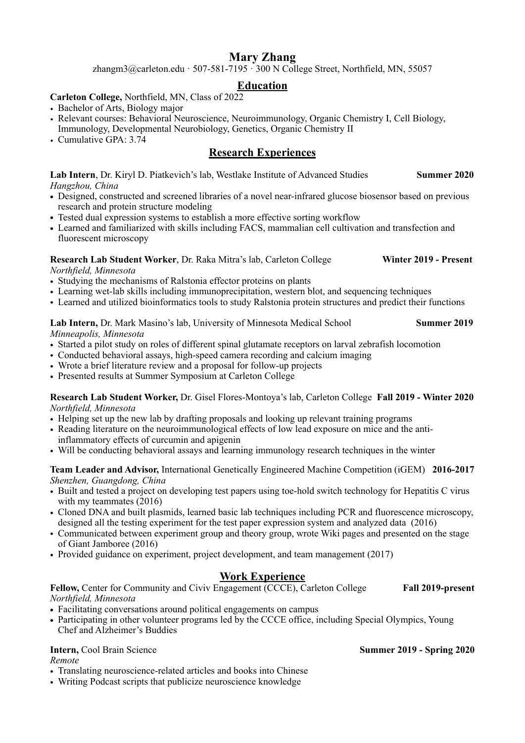# Mary Zhang

zhangm3@carleton.edu · 507-581-7195 · 300 N College Street, Northfield, MN, 55057

## Education

**Carleton College,** Northfield, MN, Class of 2022

- Bachelor of Arts, Biology major
- Relevant courses: Behavioral Neuroscience, Neuroimmunology, Organic Chemistry I, Cell Biology, Immunology, Developmental Neurobiology, Genetics, Organic Chemistry II
- Cumulative GPA: 3.74

## Research Experiences

**Lab Intern**, Dr. Kiryl D. Piatkevich's lab, Westlake Institute of Advanced Studies **Summer 2020**
*Hangzhou, China*

- Designed, constructed and screened libraries of a novel near-infrared glucose biosensor based on previous research and protein structure modeling
- Tested dual expression systems to establish a more effective sorting workflow
- Learned and familiarized with skills including FACS, mammalian cell cultivation and transfection and fluorescent microscopy

**Research Lab Student Worker**, Dr. Raka Mitra's lab, Carleton College **Winter 2019 - Present**
*Northfield, Minnesota*

- Studying the mechanisms of Ralstonia effector proteins on plants
- Learning wet-lab skills including immunoprecipitation, western blot, and sequencing techniques
- Learned and utilized bioinformatics tools to study Ralstonia protein structures and predict their functions

**Lab Intern,** Dr. Mark Masino's lab, University of Minnesota Medical School **Summer 2019**
*Minneapolis, Minnesota*

- Started a pilot study on roles of different spinal glutamate receptors on larval zebrafish locomotion
- Conducted behavioral assays, high-speed camera recording and calcium imaging
- Wrote a brief literature review and a proposal for follow-up projects
- Presented results at Summer Symposium at Carleton College

**Research Lab Student Worker,** Dr. Gisel Flores-Montoya's lab, Carleton College **Fall 2019 - Winter 2020**
*Northfield, Minnesota*

- Helping set up the new lab by drafting proposals and looking up relevant training programs
- Reading literature on the neuroimmunological effects of low lead exposure on mice and the anti-inflammatory effects of curcumin and apigenin
- Will be conducting behavioral assays and learning immunology research techniques in the winter

**Team Leader and Advisor,** International Genetically Engineered Machine Competition (iGEM) **2016-2017**
*Shenzhen, Guangdong, China*

- Built and tested a project on developing test papers using toe-hold switch technology for Hepatitis C virus with my teammates (2016)
- Cloned DNA and built plasmids, learned basic lab techniques including PCR and fluorescence microscopy, designed all the testing experiment for the test paper expression system and analyzed data (2016)
- Communicated between experiment group and theory group, wrote Wiki pages and presented on the stage of Giant Jamboree (2016)
- Provided guidance on experiment, project development, and team management (2017)

## Work Experience

**Fellow,** Center for Community and Civiv Engagement (CCCE), Carleton College **Fall 2019-present**
*Northfield, Minnesota*

- Facilitating conversations around political engagements on campus
- Participating in other volunteer programs led by the CCCE office, including Special Olympics, Young Chef and Alzheimer's Buddies

**Intern,** Cool Brain Science **Summer 2019 - Spring 2020**
*Remote*

- Translating neuroscience-related articles and books into Chinese
- Writing Podcast scripts that publicize neuroscience knowledge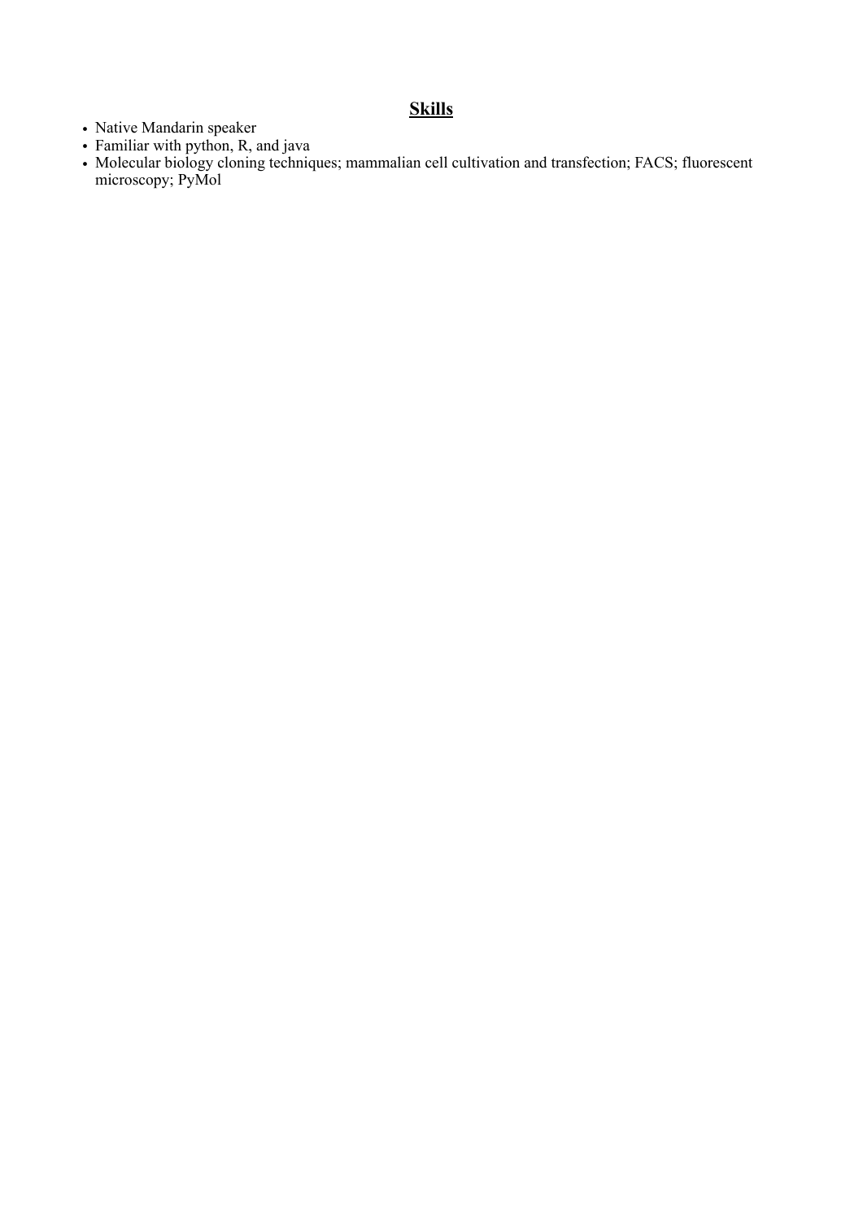## Skills

- Native Mandarin speaker
- Familiar with python, R, and java
- Molecular biology cloning techniques; mammalian cell cultivation and transfection; FACS; fluorescent microscopy; PyMol